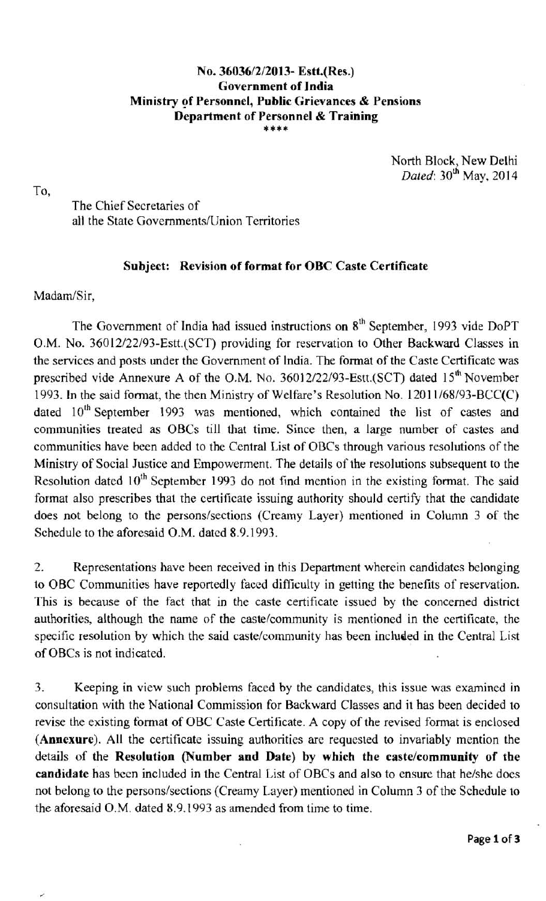**No. 36036/2/2013- Estt.(Res.)**
**Government of India**
**Ministry of Personnel, Public Grievances & Pensions**
**Department of Personnel & Training**

\*\*\*\*

North Block, New Delhi
*Dated*: 30th May, 2014

To,

The Chief Secretaries of
all the State Governments/Union Territories

**Subject: Revision of format for OBC Caste Certificate**

Madam/Sir,

The Government of India had issued instructions on 8th September, 1993 vide DoPT O.M. No. 36012/22/93-Estt.(SCT) providing for reservation to Other Backward Classes in the services and posts under the Government of India. The format of the Caste Certificate was prescribed vide Annexure A of the O.M. No. 36012/22/93-Estt.(SCT) dated 15th November 1993. In the said format, the then Ministry of Welfare's Resolution No. 12011/68/93-BCC(C) dated 10th September 1993 was mentioned, which contained the list of castes and communities treated as OBCs till that time. Since then, a large number of castes and communities have been added to the Central List of OBCs through various resolutions of the Ministry of Social Justice and Empowerment. The details of the resolutions subsequent to the Resolution dated 10th September 1993 do not find mention in the existing format. The said format also prescribes that the certificate issuing authority should certify that the candidate does not belong to the persons/sections (Creamy Layer) mentioned in Column 3 of the Schedule to the aforesaid O.M. dated 8.9.1993.

2. Representations have been received in this Department wherein candidates belonging to OBC Communities have reportedly faced difficulty in getting the benefits of reservation. This is because of the fact that in the caste certificate issued by the concerned district authorities, although the name of the caste/community is mentioned in the certificate, the specific resolution by which the said caste/community has been included in the Central List of OBCs is not indicated.

3. Keeping in view such problems faced by the candidates, this issue was examined in consultation with the National Commission for Backward Classes and it has been decided to revise the existing format of OBC Caste Certificate. A copy of the revised format is enclosed (**Annexure**). All the certificate issuing authorities are requested to invariably mention the details of the **Resolution (Number and Date) by which the caste/community of the candidate** has been included in the Central List of OBCs and also to ensure that he/she does not belong to the persons/sections (Creamy Layer) mentioned in Column 3 of the Schedule to the aforesaid O.M. dated 8.9.1993 as amended from time to time.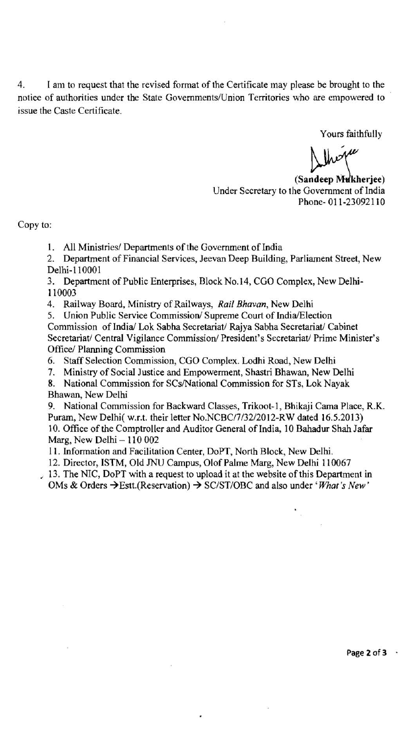4. I am to request that the revised format of the Certificate may please be brought to the notice of authorities under the State Governments/Union Territories who are empowered to issue the Caste Certificate.

Yours faithfully

**(Sandeep Mukherjee)**
Under Secretary to the Government of India
Phone- 011-23092110

Copy to:

1. All Ministries/ Departments of the Government of India
2. Department of Financial Services, Jeevan Deep Building, Parliament Street, New Delhi-110001
3. Department of Public Enterprises, Block No.14, CGO Complex, New Delhi-110003
4. Railway Board, Ministry of Railways, *Rail Bhavan*, New Delhi
5. Union Public Service Commission/ Supreme Court of India/Election Commission of India/ Lok Sabha Secretariat/ Rajya Sabha Secretariat/ Cabinet Secretariat/ Central Vigilance Commission/ President's Secretariat/ Prime Minister's Office/ Planning Commission
6. Staff Selection Commission, CGO Complex. Lodhi Road, New Delhi
7. Ministry of Social Justice and Empowerment, Shastri Bhawan, New Delhi
8. National Commission for SCs/National Commission for STs, Lok Nayak Bhawan, New Delhi
9. National Commission for Backward Classes, Trikoot-1, Bhikaji Cama Place, R.K. Puram, New Delhi( w.r.t. their letter No.NCBC/7/32/2012-RW dated 16.5.2013)
10. Office of the Comptroller and Auditor General of India, 10 Bahadur Shah Jafar Marg, New Delhi – 110 002
11. Information and Facilitation Center, DoPT, North Block, New Delhi.
12. Director, ISTM, Old JNU Campus, Olof Palme Marg, New Delhi 110067
13. The NIC, DoPT with a request to upload it at the website of this Department in OMs & Orders →Estt.(Reservation) → SC/ST/OBC and also under '*What's New*'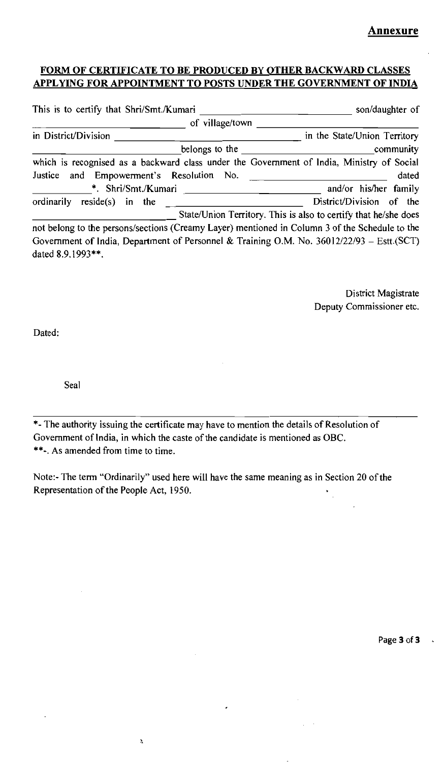**Annexure**

**FORM OF CERTIFICATE TO BE PRODUCED BY OTHER BACKWARD CLASSES APPLYING FOR APPOINTMENT TO POSTS UNDER THE GOVERNMENT OF INDIA**

This is to certify that Shri/Smt./Kumari ______________________ son/daughter of ______________________ of village/town ______________________ in District/Division ______________________ in the State/Union Territory ______________________ belongs to the ______________________ community which is recognised as a backward class under the Government of India, Ministry of Social Justice and Empowerment's Resolution No. ______________________ dated __________*. Shri/Smt./Kumari ______________________ and/or his/her family ordinarily reside(s) in the ______________________ District/Division of the ______________________ State/Union Territory. This is also to certify that he/she does not belong to the persons/sections (Creamy Layer) mentioned in Column 3 of the Schedule to the Government of India, Department of Personnel & Training O.M. No. 36012/22/93 – Estt.(SCT) dated 8.9.1993**.

District Magistrate
Deputy Commissioner etc.

Dated:

Seal

---

*- The authority issuing the certificate may have to mention the details of Resolution of Government of India, in which the caste of the candidate is mentioned as OBC.
**-. As amended from time to time.

Note:- The term "Ordinarily" used here will have the same meaning as in Section 20 of the Representation of the People Act, 1950.